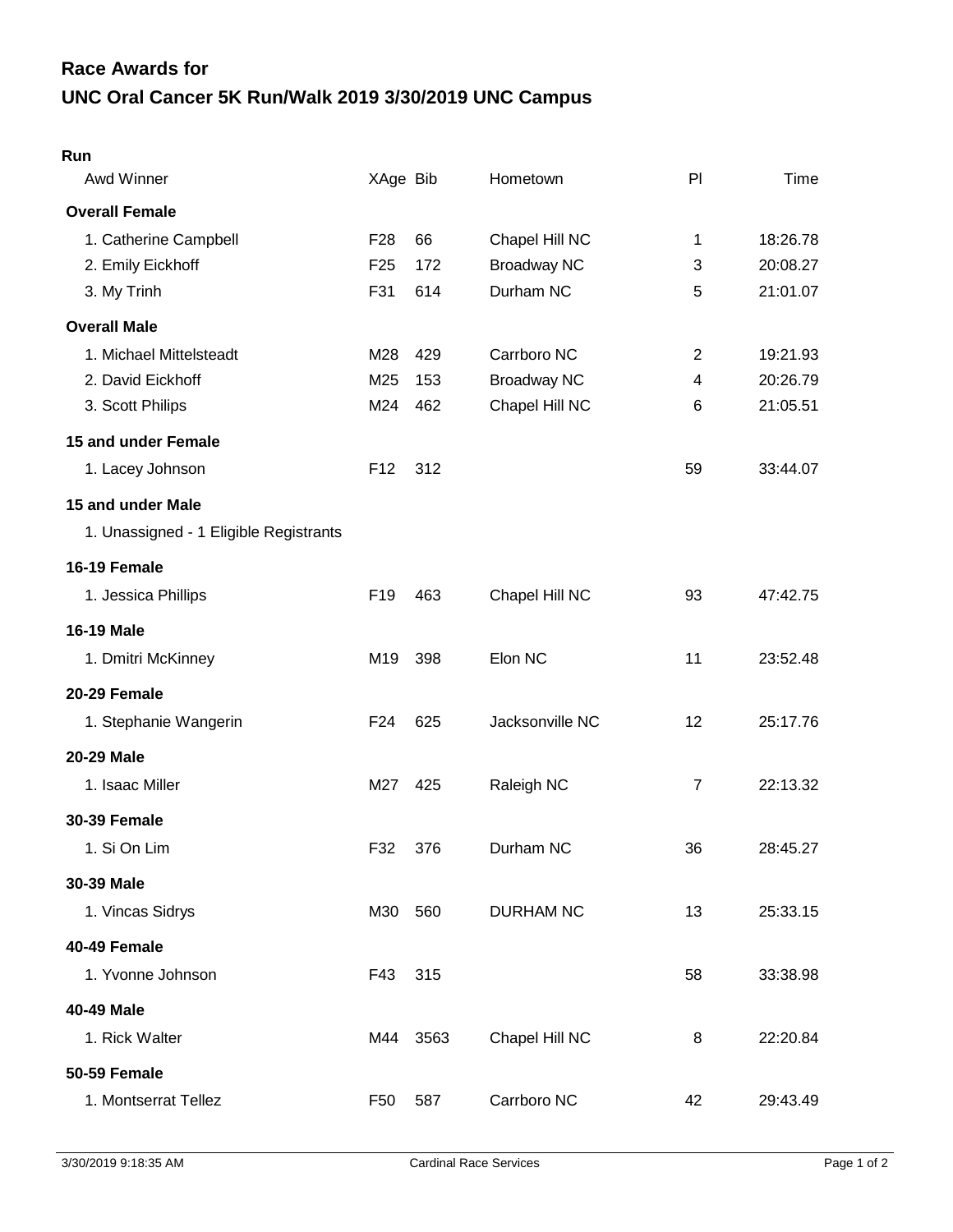# Race Awards for
## UNC Oral Cancer 5K Run/Walk 2019 3/30/2019 UNC Campus

### Run

| Awd Winner | XAge | Bib | Hometown | Pl | Time |
|---|---|---|---|---|---|
| **Overall Female** | | | | | |
| 1. Catherine Campbell | F28 | 66 | Chapel Hill NC | 1 | 18:26.78 |
| 2. Emily Eickhoff | F25 | 172 | Broadway NC | 3 | 20:08.27 |
| 3. My Trinh | F31 | 614 | Durham NC | 5 | 21:01.07 |
| **Overall Male** | | | | | |
| 1. Michael Mittelsteadt | M28 | 429 | Carrboro NC | 2 | 19:21.93 |
| 2. David Eickhoff | M25 | 153 | Broadway NC | 4 | 20:26.79 |
| 3. Scott Philips | M24 | 462 | Chapel Hill NC | 6 | 21:05.51 |
| **15 and under Female** | | | | | |
| 1. Lacey Johnson | F12 | 312 | | 59 | 33:44.07 |
| **15 and under Male** | | | | | |
| 1. Unassigned - 1 Eligible Registrants | | | | | |
| **16-19 Female** | | | | | |
| 1. Jessica Phillips | F19 | 463 | Chapel Hill NC | 93 | 47:42.75 |
| **16-19 Male** | | | | | |
| 1. Dmitri McKinney | M19 | 398 | Elon NC | 11 | 23:52.48 |
| **20-29 Female** | | | | | |
| 1. Stephanie Wangerin | F24 | 625 | Jacksonville NC | 12 | 25:17.76 |
| **20-29 Male** | | | | | |
| 1. Isaac Miller | M27 | 425 | Raleigh NC | 7 | 22:13.32 |
| **30-39 Female** | | | | | |
| 1. Si On Lim | F32 | 376 | Durham NC | 36 | 28:45.27 |
| **30-39 Male** | | | | | |
| 1. Vincas Sidrys | M30 | 560 | DURHAM NC | 13 | 25:33.15 |
| **40-49 Female** | | | | | |
| 1. Yvonne Johnson | F43 | 315 | | 58 | 33:38.98 |
| **40-49 Male** | | | | | |
| 1. Rick Walter | M44 | 3563 | Chapel Hill NC | 8 | 22:20.84 |
| **50-59 Female** | | | | | |
| 1. Montserrat Tellez | F50 | 587 | Carrboro NC | 42 | 29:43.49 |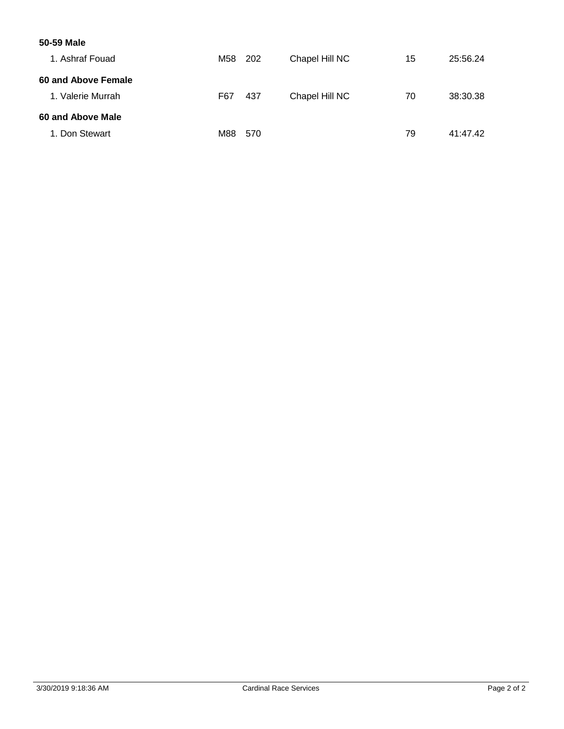**50-59 Male**

| | | | | | |
|---|---|---|---|---|---|
| 1. Ashraf Fouad | M58 | 202 | Chapel Hill NC | 15 | 25:56.24 |

**60 and Above Female**

| | | | | | |
|---|---|---|---|---|---|
| 1. Valerie Murrah | F67 | 437 | Chapel Hill NC | 70 | 38:30.38 |

**60 and Above Male**

| | | | | | |
|---|---|---|---|---|---|
| 1. Don Stewart | M88 | 570 | | 79 | 41:47.42 |

3/30/2019 9:18:36 AM Cardinal Race Services